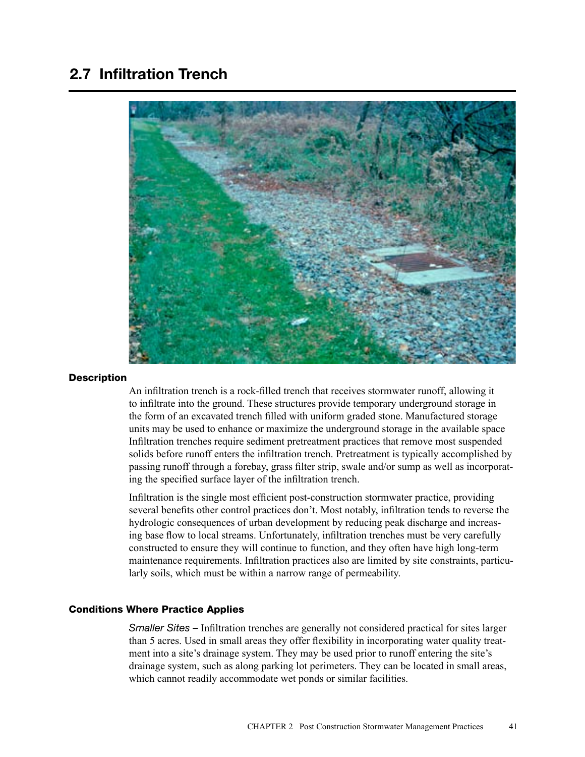## 2.7 Infiltration Trench

### Description

An infiltration trench is a rock-filled trench that receives stormwater runoff, allowing it to infiltrate into the ground. These structures provide temporary underground storage in the form of an excavated trench filled with uniform graded stone. Manufactured storage units may be used to enhance or maximize the underground storage in the available space Infiltration trenches require sediment pretreatment practices that remove most suspended solids before runoff enters the infiltration trench. Pretreatment is typically accomplished by passing runoff through a forebay, grass filter strip, swale and/or sump as well as incorporating the specified surface layer of the infiltration trench.

Infiltration is the single most efficient post-construction stormwater practice, providing several benefits other control practices don't. Most notably, infiltration tends to reverse the hydrologic consequences of urban development by reducing peak discharge and increasing base flow to local streams. Unfortunately, infiltration trenches must be very carefully constructed to ensure they will continue to function, and they often have high long-term maintenance requirements. Infiltration practices also are limited by site constraints, particularly soils, which must be within a narrow range of permeability.

### Conditions Where Practice Applies

*Smaller Sites* – Infiltration trenches are generally not considered practical for sites larger than 5 acres. Used in small areas they offer flexibility in incorporating water quality treatment into a site's drainage system. They may be used prior to runoff entering the site's drainage system, such as along parking lot perimeters. They can be located in small areas, which cannot readily accommodate wet ponds or similar facilities.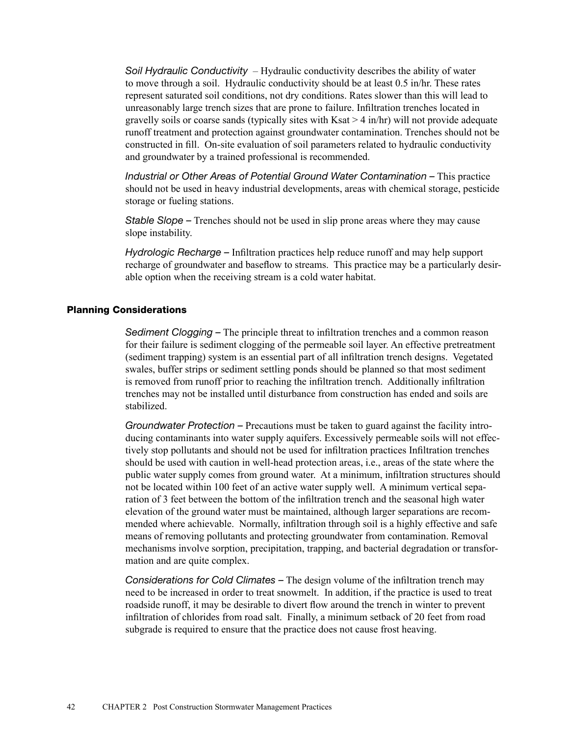*Soil Hydraulic Conductivity* – Hydraulic conductivity describes the ability of water to move through a soil. Hydraulic conductivity should be at least 0.5 in/hr. These rates represent saturated soil conditions, not dry conditions. Rates slower than this will lead to unreasonably large trench sizes that are prone to failure. Infiltration trenches located in gravelly soils or coarse sands (typically sites with Ksat > 4 in/hr) will not provide adequate runoff treatment and protection against groundwater contamination. Trenches should not be constructed in fill. On-site evaluation of soil parameters related to hydraulic conductivity and groundwater by a trained professional is recommended.

*Industrial or Other Areas of Potential Ground Water Contamination* – This practice should not be used in heavy industrial developments, areas with chemical storage, pesticide storage or fueling stations.

*Stable Slope* – Trenches should not be used in slip prone areas where they may cause slope instability.

*Hydrologic Recharge* – Infiltration practices help reduce runoff and may help support recharge of groundwater and baseflow to streams. This practice may be a particularly desirable option when the receiving stream is a cold water habitat.

## Planning Considerations

*Sediment Clogging* – The principle threat to infiltration trenches and a common reason for their failure is sediment clogging of the permeable soil layer. An effective pretreatment (sediment trapping) system is an essential part of all infiltration trench designs. Vegetated swales, buffer strips or sediment settling ponds should be planned so that most sediment is removed from runoff prior to reaching the infiltration trench. Additionally infiltration trenches may not be installed until disturbance from construction has ended and soils are stabilized.

*Groundwater Protection* – Precautions must be taken to guard against the facility introducing contaminants into water supply aquifers. Excessively permeable soils will not effectively stop pollutants and should not be used for infiltration practices Infiltration trenches should be used with caution in well-head protection areas, i.e., areas of the state where the public water supply comes from ground water. At a minimum, infiltration structures should not be located within 100 feet of an active water supply well. A minimum vertical separation of 3 feet between the bottom of the infiltration trench and the seasonal high water elevation of the ground water must be maintained, although larger separations are recommended where achievable. Normally, infiltration through soil is a highly effective and safe means of removing pollutants and protecting groundwater from contamination. Removal mechanisms involve sorption, precipitation, trapping, and bacterial degradation or transformation and are quite complex.

*Considerations for Cold Climates* – The design volume of the infiltration trench may need to be increased in order to treat snowmelt. In addition, if the practice is used to treat roadside runoff, it may be desirable to divert flow around the trench in winter to prevent infiltration of chlorides from road salt. Finally, a minimum setback of 20 feet from road subgrade is required to ensure that the practice does not cause frost heaving.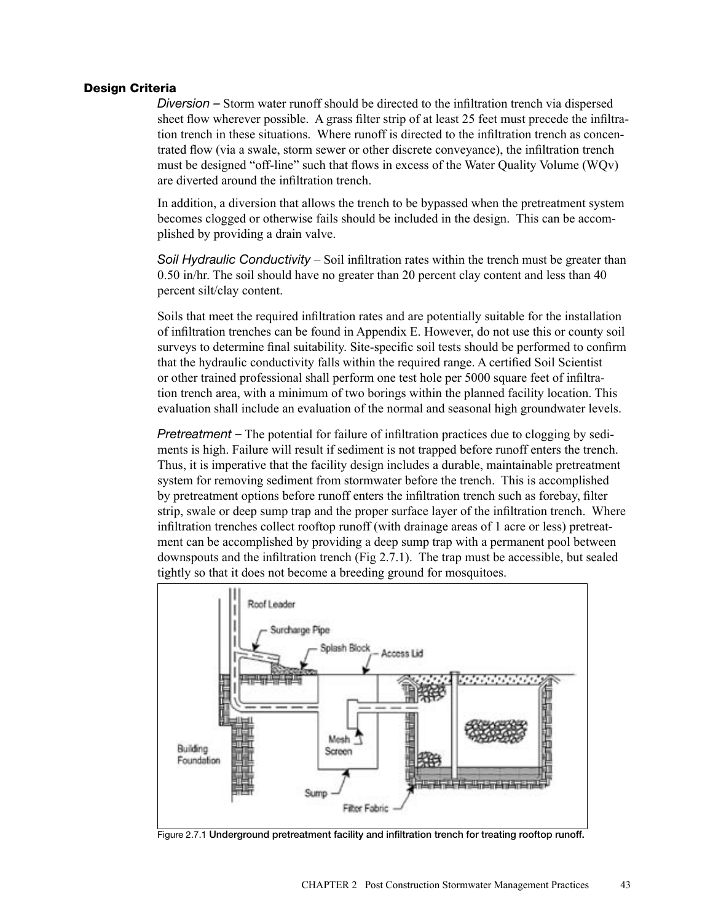## Design Criteria

*Diversion* – Storm water runoff should be directed to the infiltration trench via dispersed sheet flow wherever possible. A grass filter strip of at least 25 feet must precede the infiltration trench in these situations. Where runoff is directed to the infiltration trench as concentrated flow (via a swale, storm sewer or other discrete conveyance), the infiltration trench must be designed "off-line" such that flows in excess of the Water Quality Volume (WQv) are diverted around the infiltration trench.

In addition, a diversion that allows the trench to be bypassed when the pretreatment system becomes clogged or otherwise fails should be included in the design. This can be accomplished by providing a drain valve.

*Soil Hydraulic Conductivity* – Soil infiltration rates within the trench must be greater than 0.50 in/hr. The soil should have no greater than 20 percent clay content and less than 40 percent silt/clay content.

Soils that meet the required infiltration rates and are potentially suitable for the installation of infiltration trenches can be found in Appendix E. However, do not use this or county soil surveys to determine final suitability. Site-specific soil tests should be performed to confirm that the hydraulic conductivity falls within the required range. A certified Soil Scientist or other trained professional shall perform one test hole per 5000 square feet of infiltration trench area, with a minimum of two borings within the planned facility location. This evaluation shall include an evaluation of the normal and seasonal high groundwater levels.

*Pretreatment* – The potential for failure of infiltration practices due to clogging by sediments is high. Failure will result if sediment is not trapped before runoff enters the trench. Thus, it is imperative that the facility design includes a durable, maintainable pretreatment system for removing sediment from stormwater before the trench. This is accomplished by pretreatment options before runoff enters the infiltration trench such as forebay, filter strip, swale or deep sump trap and the proper surface layer of the infiltration trench. Where infiltration trenches collect rooftop runoff (with drainage areas of 1 acre or less) pretreatment can be accomplished by providing a deep sump trap with a permanent pool between downspouts and the infiltration trench (Fig 2.7.1). The trap must be accessible, but sealed tightly so that it does not become a breeding ground for mosquitoes.

Figure 2.7.1 **Underground pretreatment facility and infiltration trench for treating rooftop runoff.**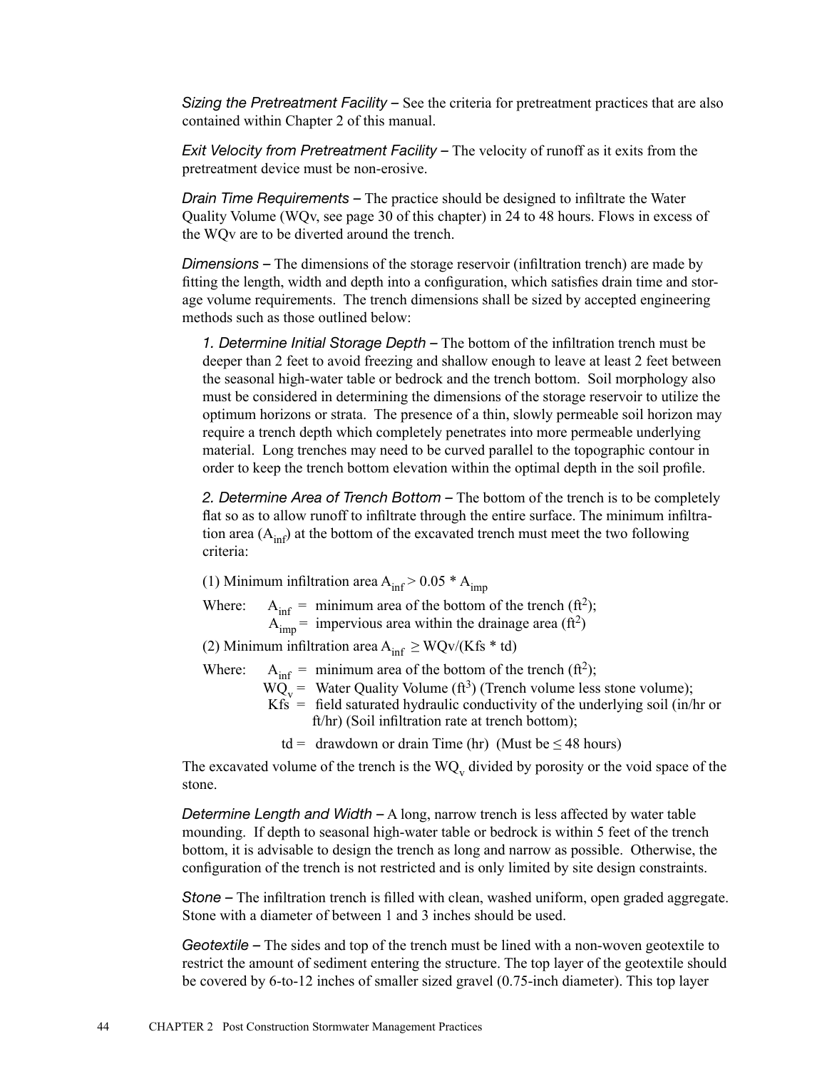*Sizing the Pretreatment Facility* – See the criteria for pretreatment practices that are also contained within Chapter 2 of this manual.

*Exit Velocity from Pretreatment Facility* – The velocity of runoff as it exits from the pretreatment device must be non-erosive.

*Drain Time Requirements* – The practice should be designed to infiltrate the Water Quality Volume (WQv, see page 30 of this chapter) in 24 to 48 hours. Flows in excess of the WQv are to be diverted around the trench.

*Dimensions* – The dimensions of the storage reservoir (infiltration trench) are made by fitting the length, width and depth into a configuration, which satisfies drain time and storage volume requirements. The trench dimensions shall be sized by accepted engineering methods such as those outlined below:

*1. Determine Initial Storage Depth* – The bottom of the infiltration trench must be deeper than 2 feet to avoid freezing and shallow enough to leave at least 2 feet between the seasonal high-water table or bedrock and the trench bottom. Soil morphology also must be considered in determining the dimensions of the storage reservoir to utilize the optimum horizons or strata. The presence of a thin, slowly permeable soil horizon may require a trench depth which completely penetrates into more permeable underlying material. Long trenches may need to be curved parallel to the topographic contour in order to keep the trench bottom elevation within the optimal depth in the soil profile.

*2. Determine Area of Trench Bottom* – The bottom of the trench is to be completely flat so as to allow runoff to infiltrate through the entire surface. The minimum infiltration area ($A_{inf}$) at the bottom of the excavated trench must meet the two following criteria:

(1) Minimum infiltration area $A_{inf} > 0.05 * A_{imp}$

Where: $A_{inf}$ = minimum area of the bottom of the trench (ft$^2$);
$A_{imp}$ = impervious area within the drainage area (ft$^2$)

(2) Minimum infiltration area $A_{inf} \geq WQv/(Kfs * td)$

Where: $A_{inf}$ = minimum area of the bottom of the trench (ft$^2$);
$WQ_v$ = Water Quality Volume (ft$^3$) (Trench volume less stone volume);
Kfs = field saturated hydraulic conductivity of the underlying soil (in/hr or ft/hr) (Soil infiltration rate at trench bottom);
td = drawdown or drain Time (hr) (Must be ≤ 48 hours)

The excavated volume of the trench is the $WQ_v$ divided by porosity or the void space of the stone.

*Determine Length and Width* – A long, narrow trench is less affected by water table mounding. If depth to seasonal high-water table or bedrock is within 5 feet of the trench bottom, it is advisable to design the trench as long and narrow as possible. Otherwise, the configuration of the trench is not restricted and is only limited by site design constraints.

*Stone* – The infiltration trench is filled with clean, washed uniform, open graded aggregate. Stone with a diameter of between 1 and 3 inches should be used.

*Geotextile* – The sides and top of the trench must be lined with a non-woven geotextile to restrict the amount of sediment entering the structure. The top layer of the geotextile should be covered by 6-to-12 inches of smaller sized gravel (0.75-inch diameter). This top layer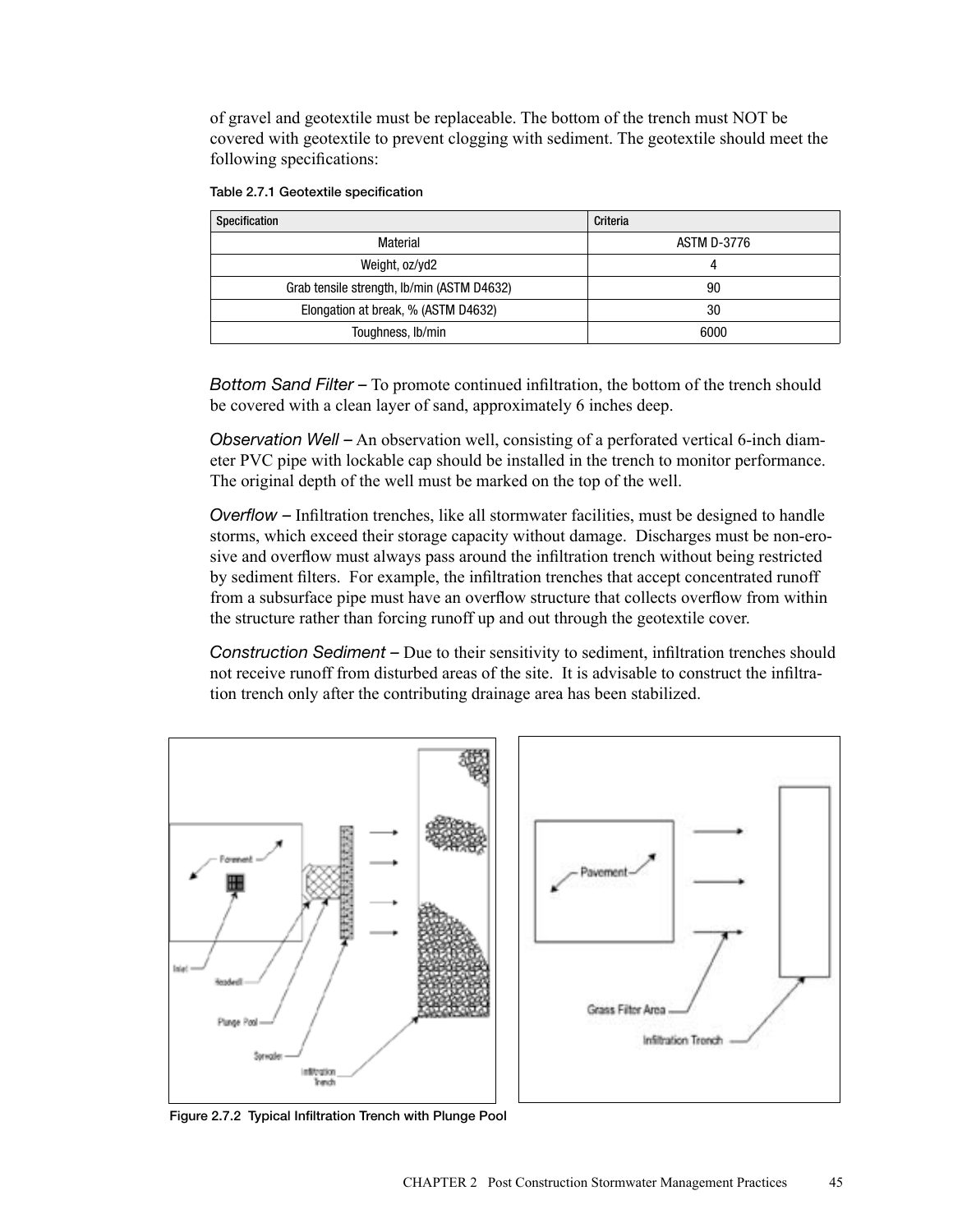of gravel and geotextile must be replaceable. The bottom of the trench must NOT be covered with geotextile to prevent clogging with sediment. The geotextile should meet the following specifications:

**Table 2.7.1 Geotextile specification**

| Specification | Criteria |
|---|---|
| Material | ASTM D-3776 |
| Weight, oz/yd2 | 4 |
| Grab tensile strength, lb/min (ASTM D4632) | 90 |
| Elongation at break, % (ASTM D4632) | 30 |
| Toughness, lb/min | 6000 |

*Bottom Sand Filter* – To promote continued infiltration, the bottom of the trench should be covered with a clean layer of sand, approximately 6 inches deep.

*Observation Well* – An observation well, consisting of a perforated vertical 6-inch diameter PVC pipe with lockable cap should be installed in the trench to monitor performance. The original depth of the well must be marked on the top of the well.

*Overflow* – Infiltration trenches, like all stormwater facilities, must be designed to handle storms, which exceed their storage capacity without damage. Discharges must be non-erosive and overflow must always pass around the infiltration trench without being restricted by sediment filters. For example, the infiltration trenches that accept concentrated runoff from a subsurface pipe must have an overflow structure that collects overflow from within the structure rather than forcing runoff up and out through the geotextile cover.

*Construction Sediment* – Due to their sensitivity to sediment, infiltration trenches should not receive runoff from disturbed areas of the site. It is advisable to construct the infiltration trench only after the contributing drainage area has been stabilized.

**Figure 2.7.2 Typical Infiltration Trench with Plunge Pool**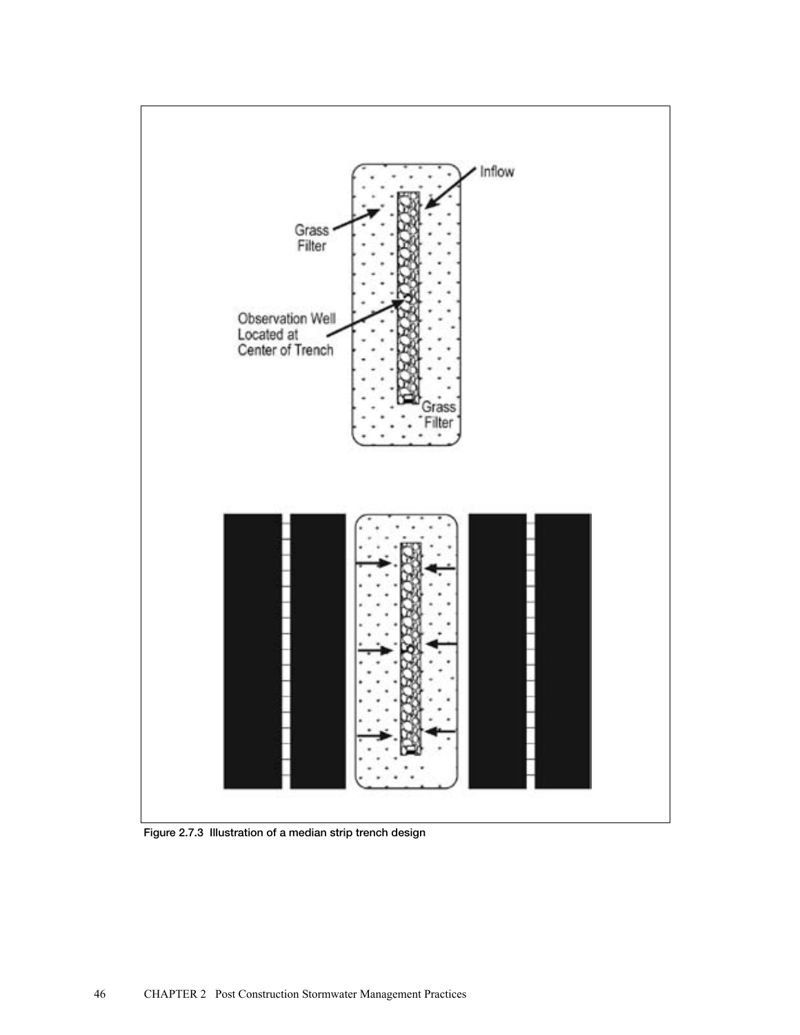Figure 2.7.3 Illustration of a median strip trench design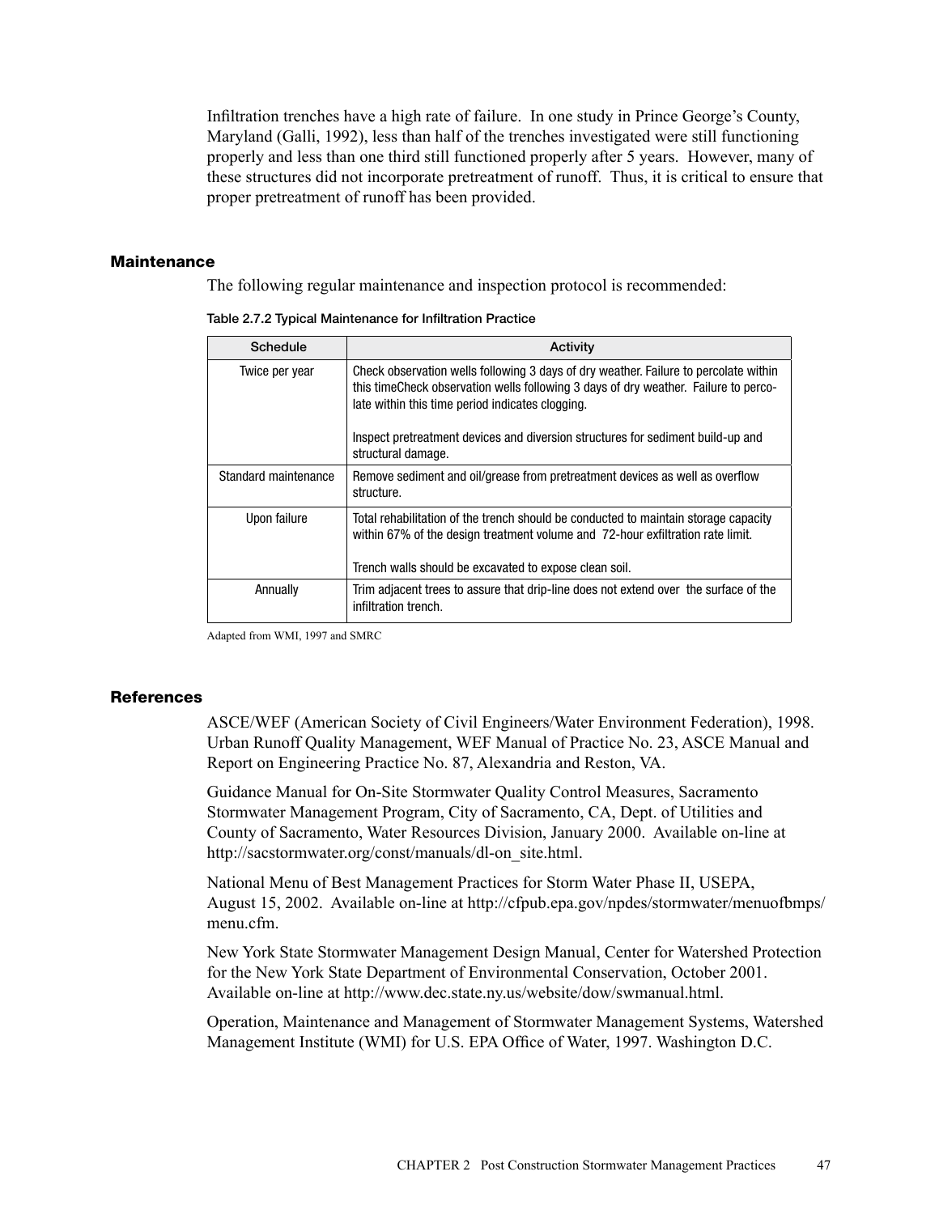Infiltration trenches have a high rate of failure. In one study in Prince George's County, Maryland (Galli, 1992), less than half of the trenches investigated were still functioning properly and less than one third still functioned properly after 5 years. However, many of these structures did not incorporate pretreatment of runoff. Thus, it is critical to ensure that proper pretreatment of runoff has been provided.

## Maintenance

The following regular maintenance and inspection protocol is recommended:

**Table 2.7.2 Typical Maintenance for Infiltration Practice**

| Schedule | Activity |
|---|---|
| Twice per year | Check observation wells following 3 days of dry weather. Failure to percolate within this timeCheck observation wells following 3 days of dry weather. Failure to percolate within this time period indicates clogging.<br><br>Inspect pretreatment devices and diversion structures for sediment build-up and structural damage. |
| Standard maintenance | Remove sediment and oil/grease from pretreatment devices as well as overflow structure. |
| Upon failure | Total rehabilitation of the trench should be conducted to maintain storage capacity within 67% of the design treatment volume and 72-hour exfiltration rate limit.<br><br>Trench walls should be excavated to expose clean soil. |
| Annually | Trim adjacent trees to assure that drip-line does not extend over the surface of the infiltration trench. |

Adapted from WMI, 1997 and SMRC

## References

ASCE/WEF (American Society of Civil Engineers/Water Environment Federation), 1998. Urban Runoff Quality Management, WEF Manual of Practice No. 23, ASCE Manual and Report on Engineering Practice No. 87, Alexandria and Reston, VA.

Guidance Manual for On-Site Stormwater Quality Control Measures, Sacramento Stormwater Management Program, City of Sacramento, CA, Dept. of Utilities and County of Sacramento, Water Resources Division, January 2000. Available on-line at http://sacstormwater.org/const/manuals/dl-on_site.html.

National Menu of Best Management Practices for Storm Water Phase II, USEPA, August 15, 2002. Available on-line at http://cfpub.epa.gov/npdes/stormwater/menuofbmps/menu.cfm.

New York State Stormwater Management Design Manual, Center for Watershed Protection for the New York State Department of Environmental Conservation, October 2001. Available on-line at http://www.dec.state.ny.us/website/dow/swmanual.html.

Operation, Maintenance and Management of Stormwater Management Systems, Watershed Management Institute (WMI) for U.S. EPA Office of Water, 1997. Washington D.C.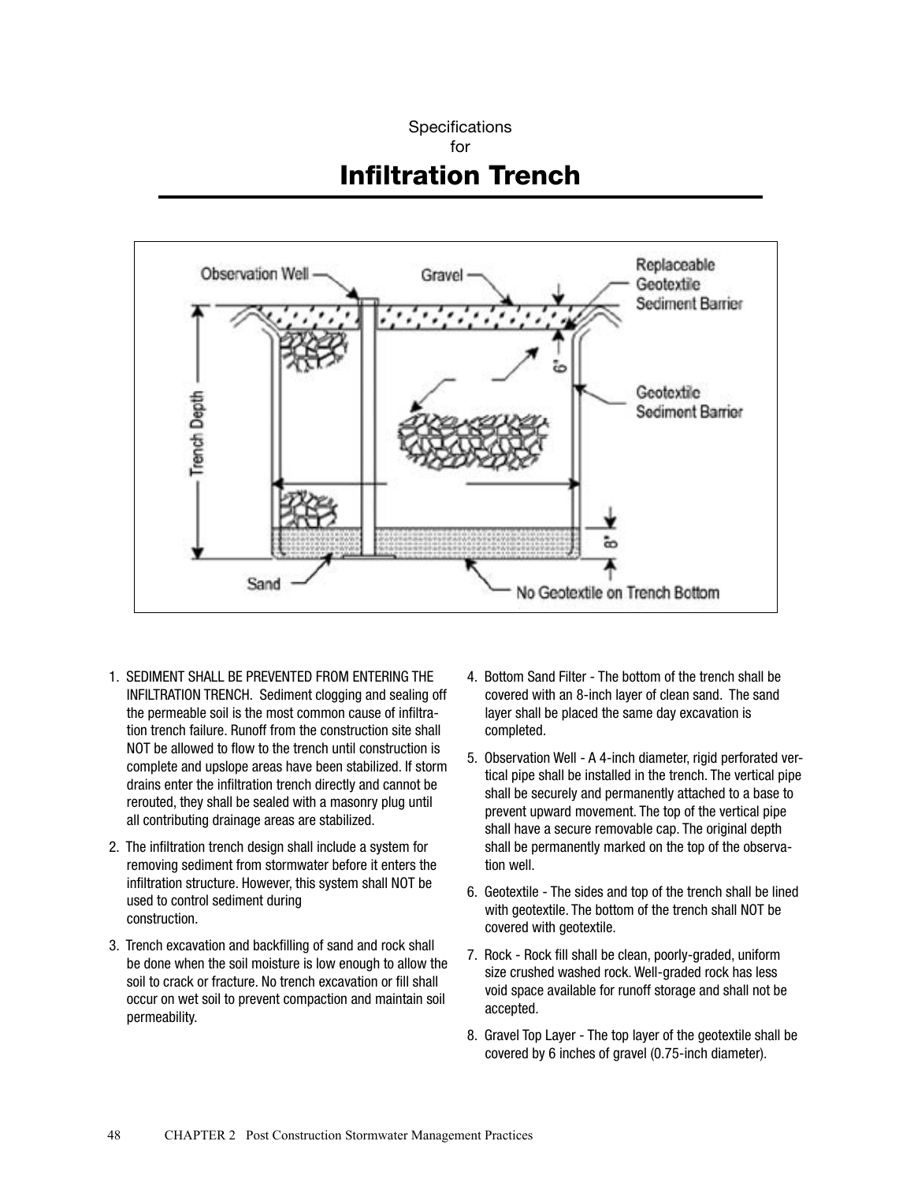Specifications
for

# Infiltration Trench

Observation Well

Gravel

Replaceable Geotextile Sediment Barrier

6"

Geotextile Sediment Barrier

Trench Depth

8"

Sand

No Geotextile on Trench Bottom

1. SEDIMENT SHALL BE PREVENTED FROM ENTERING THE INFILTRATION TRENCH. Sediment clogging and sealing off the permeable soil is the most common cause of infiltration trench failure. Runoff from the construction site shall NOT be allowed to flow to the trench until construction is complete and upslope areas have been stabilized. If storm drains enter the infiltration trench directly and cannot be rerouted, they shall be sealed with a masonry plug until all contributing drainage areas are stabilized.
2. The infiltration trench design shall include a system for removing sediment from stormwater before it enters the infiltration structure. However, this system shall NOT be used to control sediment during construction.
3. Trench excavation and backfilling of sand and rock shall be done when the soil moisture is low enough to allow the soil to crack or fracture. No trench excavation or fill shall occur on wet soil to prevent compaction and maintain soil permeability.
4. Bottom Sand Filter - The bottom of the trench shall be covered with an 8-inch layer of clean sand. The sand layer shall be placed the same day excavation is completed.
5. Observation Well - A 4-inch diameter, rigid perforated vertical pipe shall be installed in the trench. The vertical pipe shall be securely and permanently attached to a base to prevent upward movement. The top of the vertical pipe shall have a secure removable cap. The original depth shall be permanently marked on the top of the observation well.
6. Geotextile - The sides and top of the trench shall be lined with geotextile. The bottom of the trench shall NOT be covered with geotextile.
7. Rock - Rock fill shall be clean, poorly-graded, uniform size crushed washed rock. Well-graded rock has less void space available for runoff storage and shall not be accepted.
8. Gravel Top Layer - The top layer of the geotextile shall be covered by 6 inches of gravel (0.75-inch diameter).